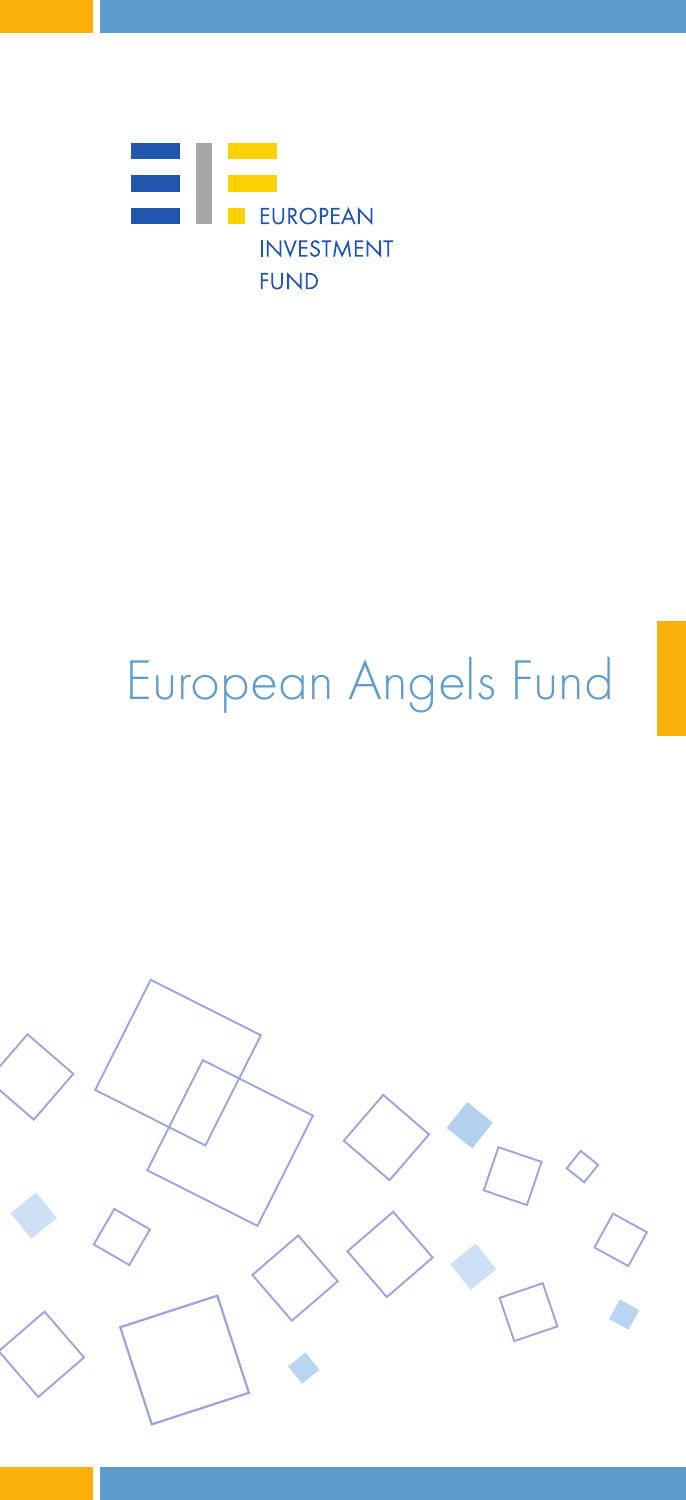EUROPEAN INVESTMENT FUND

# European Angels Fund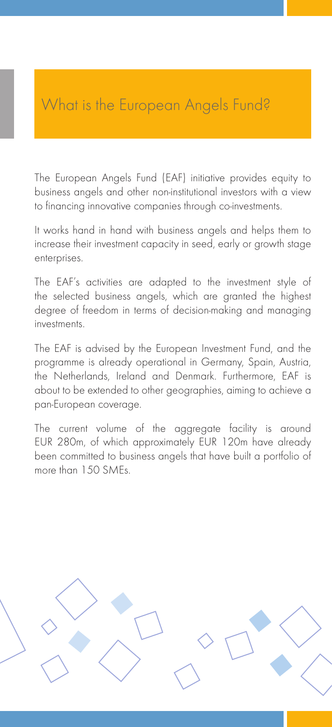# What is the European Angels Fund?

The European Angels Fund (EAF) initiative provides equity to business angels and other non-institutional investors with a view to financing innovative companies through co-investments.

It works hand in hand with business angels and helps them to increase their investment capacity in seed, early or growth stage enterprises.

The EAF's activities are adapted to the investment style of the selected business angels, which are granted the highest degree of freedom in terms of decision-making and managing investments.

The EAF is advised by the European Investment Fund, and the programme is already operational in Germany, Spain, Austria, the Netherlands, Ireland and Denmark. Furthermore, EAF is about to be extended to other geographies, aiming to achieve a pan-European coverage.

The current volume of the aggregate facility is around EUR 280m, of which approximately EUR 120m have already been committed to business angels that have built a portfolio of more than 150 SMEs.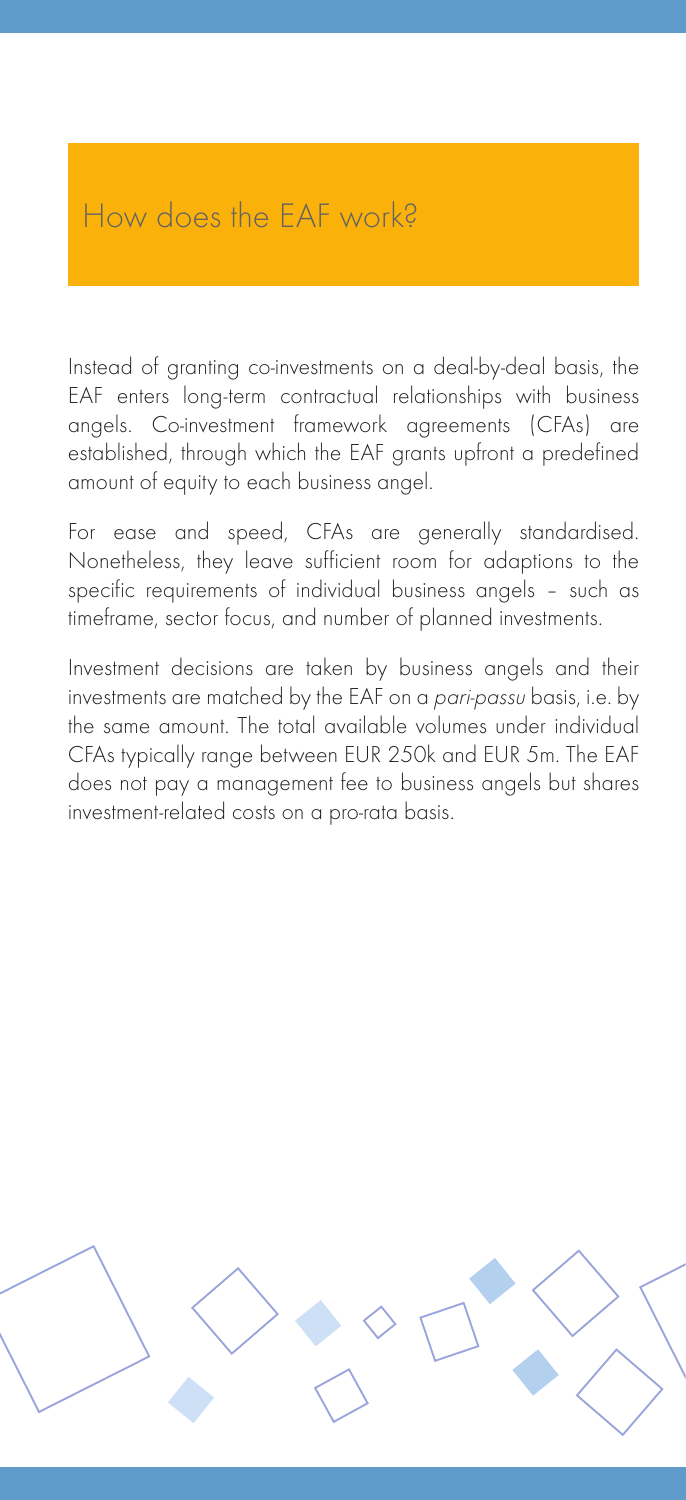## How does the EAF work?

Instead of granting co-investments on a deal-by-deal basis, the EAF enters long-term contractual relationships with business angels. Co-investment framework agreements (CFAs) are established, through which the EAF grants upfront a predefined amount of equity to each business angel.

For ease and speed, CFAs are generally standardised. Nonetheless, they leave sufficient room for adaptions to the specific requirements of individual business angels – such as timeframe, sector focus, and number of planned investments.

Investment decisions are taken by business angels and their investments are matched by the EAF on a *pari-passu* basis, i.e. by the same amount. The total available volumes under individual CFAs typically range between EUR 250k and EUR 5m. The EAF does not pay a management fee to business angels but shares investment-related costs on a pro-rata basis.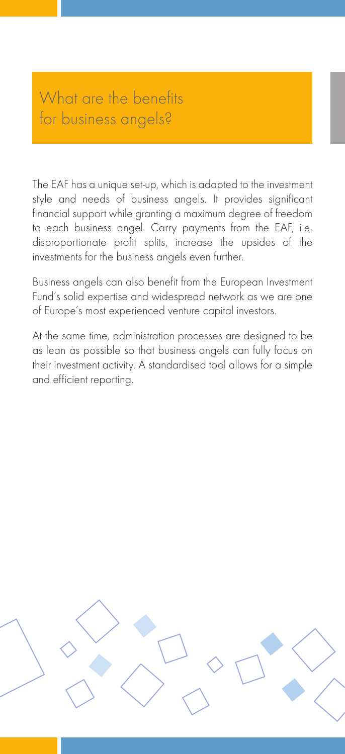## What are the benefits for business angels?

The EAF has a unique set-up, which is adapted to the investment style and needs of business angels. It provides significant financial support while granting a maximum degree of freedom to each business angel. Carry payments from the EAF, i.e. disproportionate profit splits, increase the upsides of the investments for the business angels even further.

Business angels can also benefit from the European Investment Fund's solid expertise and widespread network as we are one of Europe's most experienced venture capital investors.

At the same time, administration processes are designed to be as lean as possible so that business angels can fully focus on their investment activity. A standardised tool allows for a simple and efficient reporting.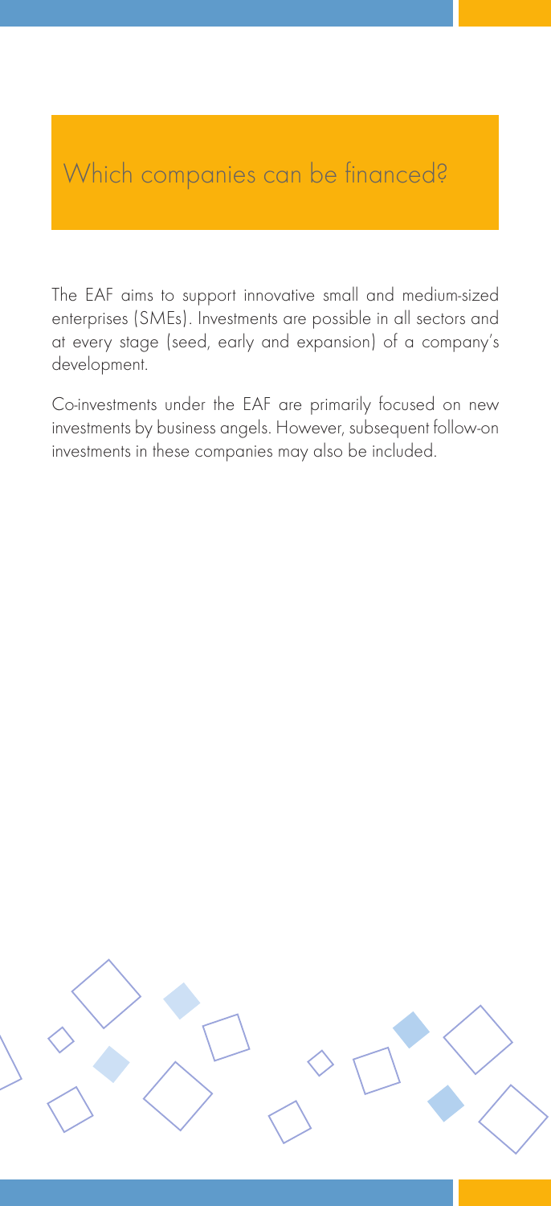## Which companies can be financed?

The EAF aims to support innovative small and medium-sized enterprises (SMEs). Investments are possible in all sectors and at every stage (seed, early and expansion) of a company's development.

Co-investments under the EAF are primarily focused on new investments by business angels. However, subsequent follow-on investments in these companies may also be included.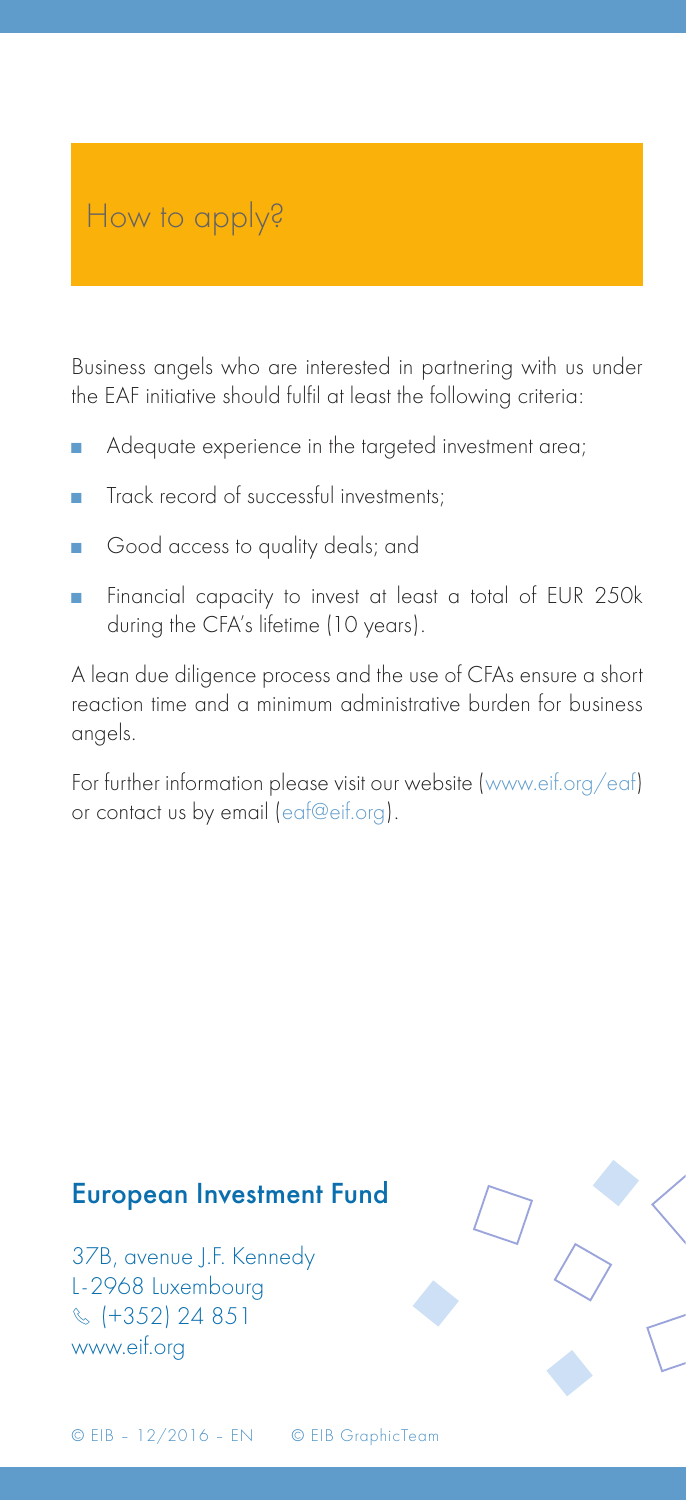# How to apply?

Business angels who are interested in partnering with us under the EAF initiative should fulfil at least the following criteria:

- Adequate experience in the targeted investment area;
- Track record of successful investments;
- Good access to quality deals; and
- Financial capacity to invest at least a total of EUR 250k during the CFA's lifetime (10 years).

A lean due diligence process and the use of CFAs ensure a short reaction time and a minimum administrative burden for business angels.

For further information please visit our website (www.eif.org/eaf) or contact us by email (eaf@eif.org).

## European Investment Fund

37B, avenue J.F. Kennedy
L-2968 Luxembourg
(+352) 24 851
www.eif.org

© EIB – 12/2016 – EN © EIB GraphicTeam